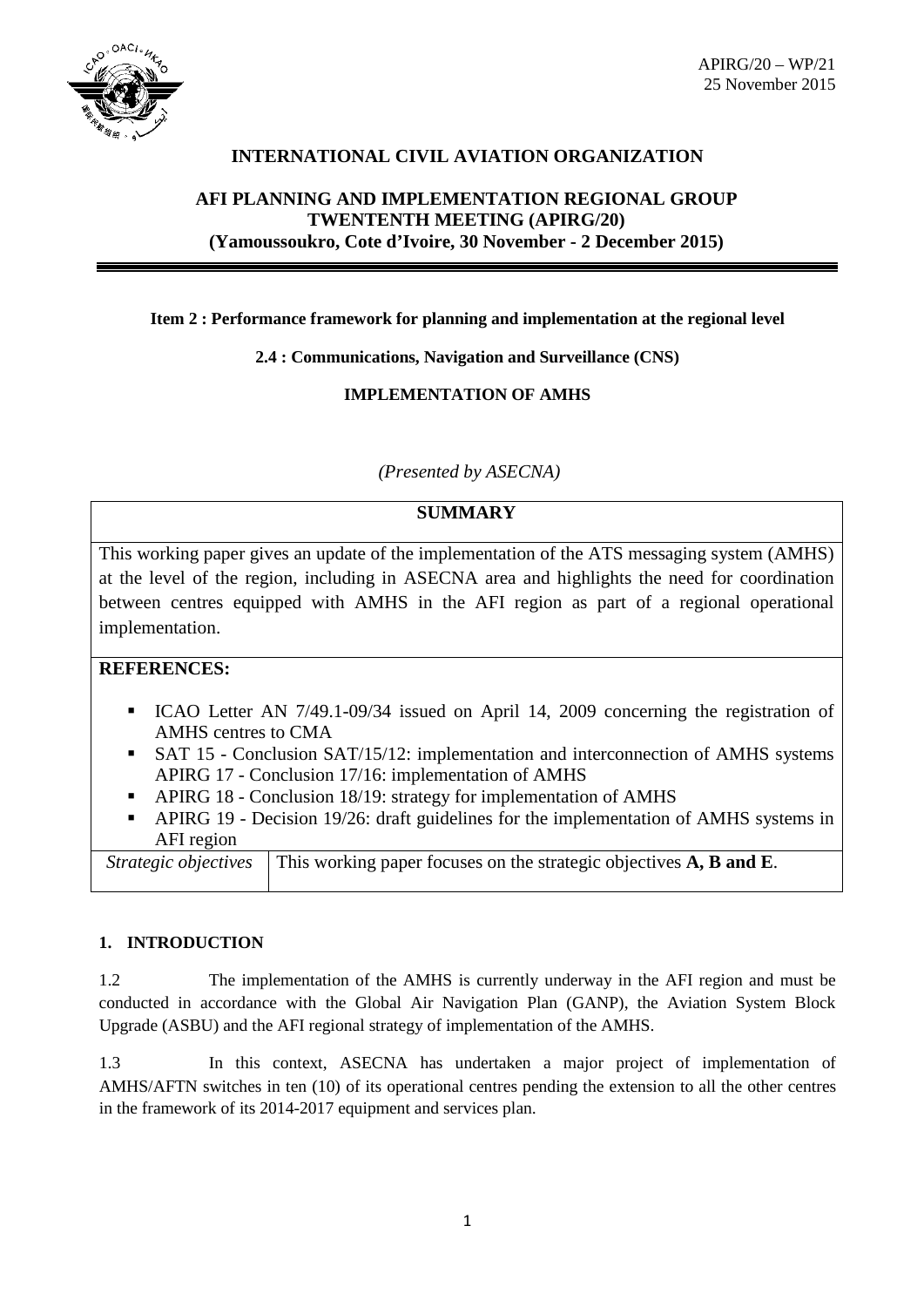APIRG/20 – WP/21
25 November 2015

# INTERNATIONAL CIVIL AVIATION ORGANIZATION

## AFI PLANNING AND IMPLEMENTATION REGIONAL GROUP TWENTIETH MEETING (APIRG/20) (Yamoussoukro, Cote d'Ivoire, 30 November - 2 December 2015)

**Item 2 : Performance framework for planning and implementation at the regional level**

**2.4 : Communications, Navigation and Surveillance (CNS)**

**IMPLEMENTATION OF AMHS**

*(Presented by ASECNA)*

| **SUMMARY** | |
|---|---|
| This working paper gives an update of the implementation of the ATS messaging system (AMHS) at the level of the region, including in ASECNA area and highlights the need for coordination between centres equipped with AMHS in the AFI region as part of a regional operational implementation. | |
| **REFERENCES:**<br>▪ ICAO Letter AN 7/49.1-09/34 issued on April 14, 2009 concerning the registration of AMHS centres to CMA<br>▪ SAT 15 - Conclusion SAT/15/12: implementation and interconnection of AMHS systems APIRG 17 - Conclusion 17/16: implementation of AMHS<br>▪ APIRG 18 - Conclusion 18/19: strategy for implementation of AMHS<br>▪ APIRG 19 - Decision 19/26: draft guidelines for the implementation of AMHS systems in AFI region | |
| *Strategic objectives* | This working paper focuses on the strategic objectives **A, B and E**. |

### 1. INTRODUCTION

1.2 The implementation of the AMHS is currently underway in the AFI region and must be conducted in accordance with the Global Air Navigation Plan (GANP), the Aviation System Block Upgrade (ASBU) and the AFI regional strategy of implementation of the AMHS.

1.3 In this context, ASECNA has undertaken a major project of implementation of AMHS/AFTN switches in ten (10) of its operational centres pending the extension to all the other centres in the framework of its 2014-2017 equipment and services plan.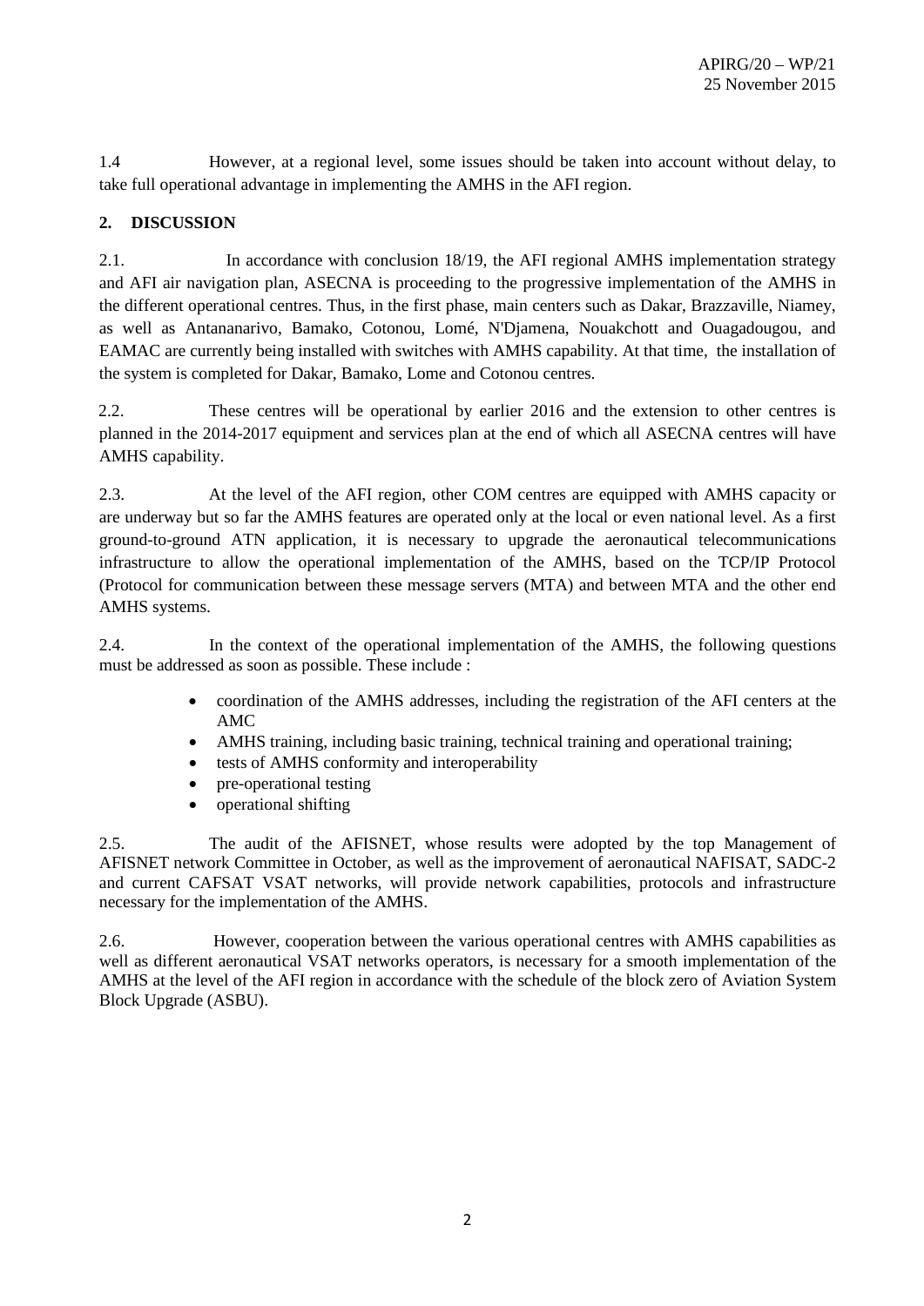1.4 However, at a regional level, some issues should be taken into account without delay, to take full operational advantage in implementing the AMHS in the AFI region.

## 2. DISCUSSION

2.1. In accordance with conclusion 18/19, the AFI regional AMHS implementation strategy and AFI air navigation plan, ASECNA is proceeding to the progressive implementation of the AMHS in the different operational centres. Thus, in the first phase, main centers such as Dakar, Brazzaville, Niamey, as well as Antananarivo, Bamako, Cotonou, Lomé, N'Djamena, Nouakchott and Ouagadougou, and EAMAC are currently being installed with switches with AMHS capability. At that time, the installation of the system is completed for Dakar, Bamako, Lome and Cotonou centres.

2.2. These centres will be operational by earlier 2016 and the extension to other centres is planned in the 2014-2017 equipment and services plan at the end of which all ASECNA centres will have AMHS capability.

2.3. At the level of the AFI region, other COM centres are equipped with AMHS capacity or are underway but so far the AMHS features are operated only at the local or even national level. As a first ground-to-ground ATN application, it is necessary to upgrade the aeronautical telecommunications infrastructure to allow the operational implementation of the AMHS, based on the TCP/IP Protocol (Protocol for communication between these message servers (MTA) and between MTA and the other end AMHS systems.

2.4. In the context of the operational implementation of the AMHS, the following questions must be addressed as soon as possible. These include :

- coordination of the AMHS addresses, including the registration of the AFI centers at the AMC
- AMHS training, including basic training, technical training and operational training;
- tests of AMHS conformity and interoperability
- pre-operational testing
- operational shifting

2.5. The audit of the AFISNET, whose results were adopted by the top Management of AFISNET network Committee in October, as well as the improvement of aeronautical NAFISAT, SADC-2 and current CAFSAT VSAT networks, will provide network capabilities, protocols and infrastructure necessary for the implementation of the AMHS.

2.6. However, cooperation between the various operational centres with AMHS capabilities as well as different aeronautical VSAT networks operators, is necessary for a smooth implementation of the AMHS at the level of the AFI region in accordance with the schedule of the block zero of Aviation System Block Upgrade (ASBU).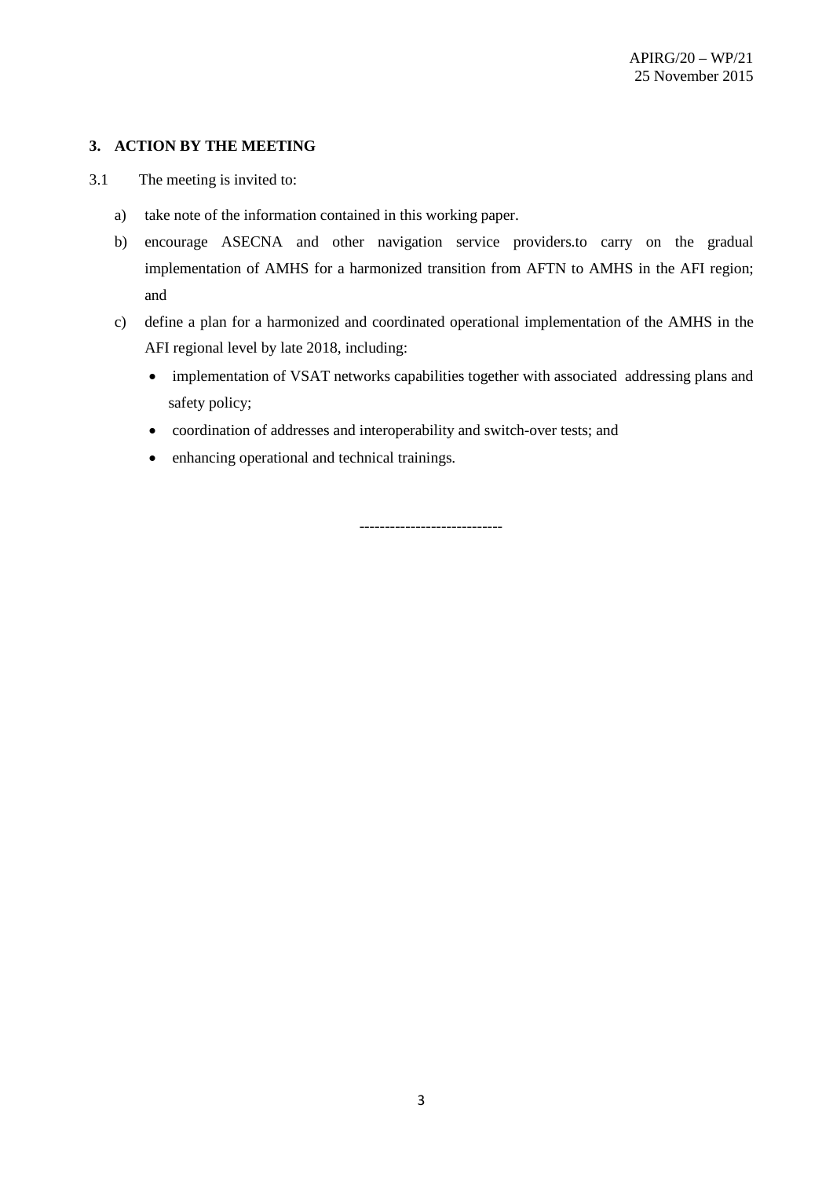## 3. ACTION BY THE MEETING

3.1 The meeting is invited to:

a) take note of the information contained in this working paper.

b) encourage ASECNA and other navigation service providers.to carry on the gradual implementation of AMHS for a harmonized transition from AFTN to AMHS in the AFI region; and

c) define a plan for a harmonized and coordinated operational implementation of the AMHS in the AFI regional level by late 2018, including:

- implementation of VSAT networks capabilities together with associated addressing plans and safety policy;
- coordination of addresses and interoperability and switch-over tests; and
- enhancing operational and technical trainings.

---------------------------